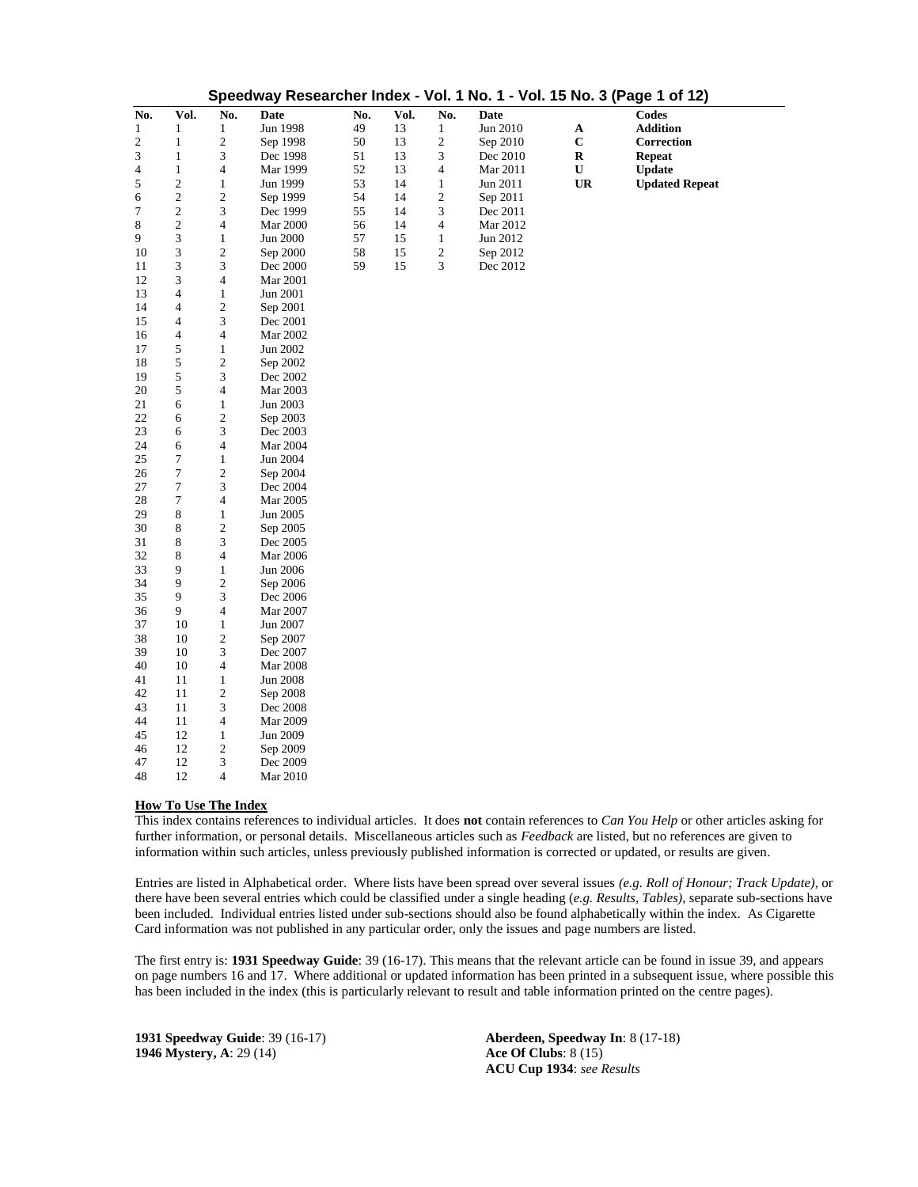# Speedway Researcher Index - Vol. 1 No. 1 - Vol. 15 No. 3 (Page 1 of 12)

| No. | Vol. | No. | Date | No. | Vol. | No. | Date | | Codes |
|---|---|---|---|---|---|---|---|---|---|
| 1 | 1 | 1 | Jun 1998 | 49 | 13 | 1 | Jun 2010 | **A** | **Addition** |
| 2 | 1 | 2 | Sep 1998 | 50 | 13 | 2 | Sep 2010 | **C** | **Correction** |
| 3 | 1 | 3 | Dec 1998 | 51 | 13 | 3 | Dec 2010 | **R** | **Repeat** |
| 4 | 1 | 4 | Mar 1999 | 52 | 13 | 4 | Mar 2011 | **U** | **Update** |
| 5 | 2 | 1 | Jun 1999 | 53 | 14 | 1 | Jun 2011 | **UR** | **Updated Repeat** |
| 6 | 2 | 2 | Sep 1999 | 54 | 14 | 2 | Sep 2011 | | |
| 7 | 2 | 3 | Dec 1999 | 55 | 14 | 3 | Dec 2011 | | |
| 8 | 2 | 4 | Mar 2000 | 56 | 14 | 4 | Mar 2012 | | |
| 9 | 3 | 1 | Jun 2000 | 57 | 15 | 1 | Jun 2012 | | |
| 10 | 3 | 2 | Sep 2000 | 58 | 15 | 2 | Sep 2012 | | |
| 11 | 3 | 3 | Dec 2000 | 59 | 15 | 3 | Dec 2012 | | |
| 12 | 3 | 4 | Mar 2001 | | | | | | |
| 13 | 4 | 1 | Jun 2001 | | | | | | |
| 14 | 4 | 2 | Sep 2001 | | | | | | |
| 15 | 4 | 3 | Dec 2001 | | | | | | |
| 16 | 4 | 4 | Mar 2002 | | | | | | |
| 17 | 5 | 1 | Jun 2002 | | | | | | |
| 18 | 5 | 2 | Sep 2002 | | | | | | |
| 19 | 5 | 3 | Dec 2002 | | | | | | |
| 20 | 5 | 4 | Mar 2003 | | | | | | |
| 21 | 6 | 1 | Jun 2003 | | | | | | |
| 22 | 6 | 2 | Sep 2003 | | | | | | |
| 23 | 6 | 3 | Dec 2003 | | | | | | |
| 24 | 6 | 4 | Mar 2004 | | | | | | |
| 25 | 7 | 1 | Jun 2004 | | | | | | |
| 26 | 7 | 2 | Sep 2004 | | | | | | |
| 27 | 7 | 3 | Dec 2004 | | | | | | |
| 28 | 7 | 4 | Mar 2005 | | | | | | |
| 29 | 8 | 1 | Jun 2005 | | | | | | |
| 30 | 8 | 2 | Sep 2005 | | | | | | |
| 31 | 8 | 3 | Dec 2005 | | | | | | |
| 32 | 8 | 4 | Mar 2006 | | | | | | |
| 33 | 9 | 1 | Jun 2006 | | | | | | |
| 34 | 9 | 2 | Sep 2006 | | | | | | |
| 35 | 9 | 3 | Dec 2006 | | | | | | |
| 36 | 9 | 4 | Mar 2007 | | | | | | |
| 37 | 10 | 1 | Jun 2007 | | | | | | |
| 38 | 10 | 2 | Sep 2007 | | | | | | |
| 39 | 10 | 3 | Dec 2007 | | | | | | |
| 40 | 10 | 4 | Mar 2008 | | | | | | |
| 41 | 11 | 1 | Jun 2008 | | | | | | |
| 42 | 11 | 2 | Sep 2008 | | | | | | |
| 43 | 11 | 3 | Dec 2008 | | | | | | |
| 44 | 11 | 4 | Mar 2009 | | | | | | |
| 45 | 12 | 1 | Jun 2009 | | | | | | |
| 46 | 12 | 2 | Sep 2009 | | | | | | |
| 47 | 12 | 3 | Dec 2009 | | | | | | |
| 48 | 12 | 4 | Mar 2010 | | | | | | |

## How To Use The Index

This index contains references to individual articles. It does **not** contain references to *Can You Help* or other articles asking for further information, or personal details. Miscellaneous articles such as *Feedback* are listed, but no references are given to information within such articles, unless previously published information is corrected or updated, or results are given.

Entries are listed in Alphabetical order. Where lists have been spread over several issues *(e.g. Roll of Honour; Track Update)*, or there have been several entries which could be classified under a single heading (*e.g. Results, Tables)*, separate sub-sections have been included. Individual entries listed under sub-sections should also be found alphabetically within the index. As Cigarette Card information was not published in any particular order, only the issues and page numbers are listed.

The first entry is: **1931 Speedway Guide**: 39 (16-17). This means that the relevant article can be found in issue 39, and appears on page numbers 16 and 17. Where additional or updated information has been printed in a subsequent issue, where possible this has been included in the index (this is particularly relevant to result and table information printed on the centre pages).

**1931 Speedway Guide**: 39 (16-17)
**1946 Mystery, A**: 29 (14)
**Aberdeen, Speedway In**: 8 (17-18)
**Ace Of Clubs**: 8 (15)
**ACU Cup 1934**: *see Results*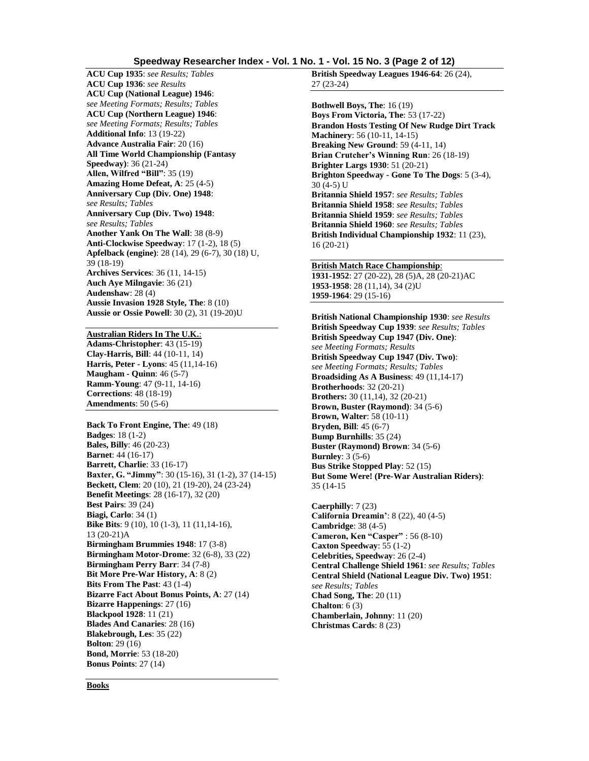**ACU Cup 1935**: *see Results; Tables*
**ACU Cup 1936**: *see Results*
**ACU Cup (National League) 1946**: *see Meeting Formats; Results; Tables*
**ACU Cup (Northern League) 1946**: *see Meeting Formats; Results; Tables*
**Additional Info**: 13 (19-22)
**Advance Australia Fair**: 20 (16)
**All Time World Championship (Fantasy Speedway)**: 36 (21-24)
**Allen, Wilfred "Bill"**: 35 (19)
**Amazing Home Defeat, A**: 25 (4-5)
**Anniversary Cup (Div. One) 1948**: *see Results; Tables*
**Anniversary Cup (Div. Two) 1948**: *see Results; Tables*
**Another Yank On The Wall**: 38 (8-9)
**Anti-Clockwise Speedway**: 17 (1-2), 18 (5)
**Apfelback (engine)**: 28 (14), 29 (6-7), 30 (18) U, 39 (18-19)
**Archives Services**: 36 (11, 14-15)
**Auch Aye Milngavie**: 36 (21)
**Audenshaw**: 28 (4)
**Aussie Invasion 1928 Style, The**: 8 (10)
**Aussie or Ossie Powell**: 30 (2), 31 (19-20)U

**Australian Riders In The U.K.**:
**Adams-Christopher**: 43 (15-19)
**Clay-Harris, Bill**: 44 (10-11, 14)
**Harris, Peter - Lyons**: 45 (11,14-16)
**Maugham - Quinn**: 46 (5-7)
**Ramm-Young**: 47 (9-11, 14-16)
**Corrections**: 48 (18-19)
**Amendments**: 50 (5-6)

**Back To Front Engine, The**: 49 (18)
**Badges**: 18 (1-2)
**Bales, Billy**: 46 (20-23)
**Barnet**: 44 (16-17)
**Barrett, Charlie**: 33 (16-17)
**Baxter, G. "Jimmy"**: 30 (15-16), 31 (1-2), 37 (14-15)
**Beckett, Clem**: 20 (10), 21 (19-20), 24 (23-24)
**Benefit Meetings**: 28 (16-17), 32 (20)
**Best Pairs**: 39 (24)
**Biagi, Carlo**: 34 (1)
**Bike Bits**: 9 (10), 10 (1-3), 11 (11,14-16), 13 (20-21)A
**Birmingham Brummies 1948**: 17 (3-8)
**Birmingham Motor-Drome**: 32 (6-8), 33 (22)
**Birmingham Perry Barr**: 34 (7-8)
**Bit More Pre-War History, A**: 8 (2)
**Bits From The Past**: 43 (1-4)
**Bizarre Fact About Bonus Points, A**: 27 (14)
**Bizarre Happenings**: 27 (16)
**Blackpool 1928**: 11 (21)
**Blades And Canaries**: 28 (16)
**Blakebrough, Les**: 35 (22)
**Bolton**: 29 (16)
**Bond, Morrie**: 53 (18-20)
**Bonus Points**: 27 (14)

**Books**

**British Speedway Leagues 1946-64**: 26 (24), 27 (23-24)

**Bothwell Boys, The**: 16 (19)
**Boys From Victoria, The**: 53 (17-22)
**Brandon Hosts Testing Of New Rudge Dirt Track Machinery**: 56 (10-11, 14-15)
**Breaking New Ground**: 59 (4-11, 14)
**Brian Crutcher's Winning Run**: 26 (18-19)
**Brighter Largs 1930**: 51 (20-21)
**Brighton Speedway - Gone To The Dogs**: 5 (3-4), 30 (4-5) U
**Britannia Shield 1957**: *see Results; Tables*
**Britannia Shield 1958**: *see Results; Tables*
**Britannia Shield 1959**: *see Results; Tables*
**Britannia Shield 1960**: *see Results; Tables*
**British Individual Championship 1932**: 11 (23), 16 (20-21)

**British Match Race Championship**:
**1931-1952**: 27 (20-22), 28 (5)A, 28 (20-21)AC
**1953-1958**: 28 (11,14), 34 (2)U
**1959-1964**: 29 (15-16)

**British National Championship 1930**: *see Results*
**British Speedway Cup 1939**: *see Results; Tables*
**British Speedway Cup 1947 (Div. One)**: *see Meeting Formats; Results*
**British Speedway Cup 1947 (Div. Two)**: *see Meeting Formats; Results; Tables*
**Broadsiding As A Business**: 49 (11,14-17)
**Brotherhoods**: 32 (20-21)
**Brothers:** 30 (11,14), 32 (20-21)
**Brown, Buster (Raymond)**: 34 (5-6)
**Brown, Walter**: 58 (10-11)
**Bryden, Bill**: 45 (6-7)
**Bump Burnhills**: 35 (24)
**Buster (Raymond) Brown**: 34 (5-6)
**Burnley**: 3 (5-6)
**Bus Strike Stopped Play**: 52 (15)
**But Some Were! (Pre-War Australian Riders)**: 35 (14-15

**Caerphilly**: 7 (23)
**California Dreamin'**: 8 (22), 40 (4-5)
**Cambridge**: 38 (4-5)
**Cameron, Ken "Casper"** : 56 (8-10)
**Caxton Speedway**: 55 (1-2)
**Celebrities, Speedway**: 26 (2-4)
**Central Challenge Shield 1961**: *see Results; Tables*
**Central Shield (National League Div. Two) 1951**: *see Results; Tables*
**Chad Song, The**: 20 (11)
**Chalton**: 6 (3)
**Chamberlain, Johnny**: 11 (20)
**Christmas Cards**: 8 (23)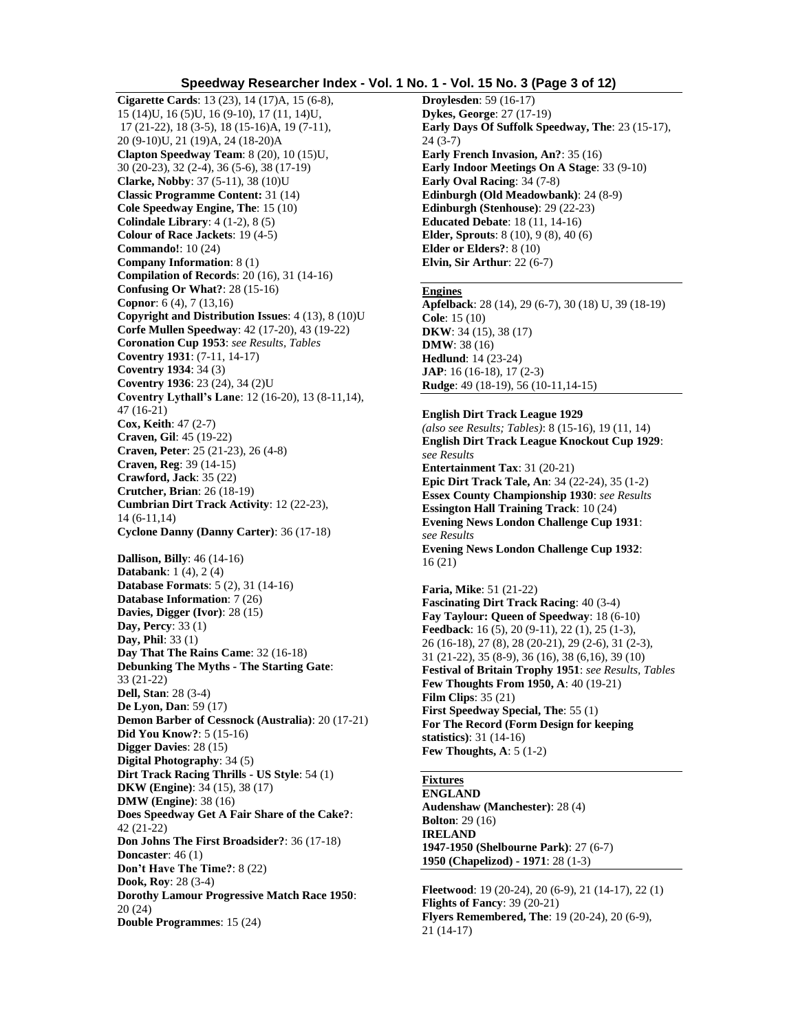**Cigarette Cards**: 13 (23), 14 (17)A, 15 (6-8), 15 (14)U, 16 (5)U, 16 (9-10), 17 (11, 14)U, 17 (21-22), 18 (3-5), 18 (15-16)A, 19 (7-11), 20 (9-10)U, 21 (19)A, 24 (18-20)A
**Clapton Speedway Team**: 8 (20), 10 (15)U, 30 (20-23), 32 (2-4), 36 (5-6), 38 (17-19)
**Clarke, Nobby**: 37 (5-11), 38 (10)U
**Classic Programme Content:** 31 (14)
**Cole Speedway Engine, The**: 15 (10)
**Colindale Library**: 4 (1-2), 8 (5)
**Colour of Race Jackets**: 19 (4-5)
**Commando!**: 10 (24)
**Company Information**: 8 (1)
**Compilation of Records**: 20 (16), 31 (14-16)
**Confusing Or What?**: 28 (15-16)
**Copnor**: 6 (4), 7 (13,16)
**Copyright and Distribution Issues**: 4 (13), 8 (10)U
**Corfe Mullen Speedway**: 42 (17-20), 43 (19-22)
**Coronation Cup 1953**: *see Results, Tables*
**Coventry 1931**: (7-11, 14-17)
**Coventry 1934**: 34 (3)
**Coventry 1936**: 23 (24), 34 (2)U
**Coventry Lythall's Lane**: 12 (16-20), 13 (8-11,14), 47 (16-21)
**Cox, Keith**: 47 (2-7)
**Craven, Gil**: 45 (19-22)
**Craven, Peter**: 25 (21-23), 26 (4-8)
**Craven, Reg**: 39 (14-15)
**Crawford, Jack**: 35 (22)
**Crutcher, Brian**: 26 (18-19)
**Cumbrian Dirt Track Activity**: 12 (22-23), 14 (6-11,14)
**Cyclone Danny (Danny Carter)**: 36 (17-18)

**Dallison, Billy**: 46 (14-16)
**Databank**: 1 (4), 2 (4)
**Database Formats**: 5 (2), 31 (14-16)
**Database Information**: 7 (26)
**Davies, Digger (Ivor)**: 28 (15)
**Day, Percy**: 33 (1)
**Day, Phil**: 33 (1)
**Day That The Rains Came**: 32 (16-18)
**Debunking The Myths - The Starting Gate**: 33 (21-22)
**Dell, Stan**: 28 (3-4)
**De Lyon, Dan**: 59 (17)
**Demon Barber of Cessnock (Australia)**: 20 (17-21)
**Did You Know?**: 5 (15-16)
**Digger Davies**: 28 (15)
**Digital Photography**: 34 (5)
**Dirt Track Racing Thrills - US Style**: 54 (1)
**DKW (Engine)**: 34 (15), 38 (17)
**DMW (Engine)**: 38 (16)
**Does Speedway Get A Fair Share of the Cake?**: 42 (21-22)
**Don Johns The First Broadsider?**: 36 (17-18)
**Doncaster**: 46 (1)
**Don't Have The Time?**: 8 (22)
**Dook, Roy**: 28 (3-4)
**Dorothy Lamour Progressive Match Race 1950**: 20 (24)
**Double Programmes**: 15 (24)
**Droylesden**: 59 (16-17)
**Dykes, George**: 27 (17-19)
**Early Days Of Suffolk Speedway, The**: 23 (15-17), 24 (3-7)
**Early French Invasion, An?**: 35 (16)
**Early Indoor Meetings On A Stage**: 33 (9-10)
**Early Oval Racing**: 34 (7-8)
**Edinburgh (Old Meadowbank)**: 24 (8-9)
**Edinburgh (Stenhouse)**: 29 (22-23)
**Educated Debate**: 18 (11, 14-16)
**Elder, Sprouts**: 8 (10), 9 (8), 40 (6)
**Elder or Elders?**: 8 (10)
**Elvin, Sir Arthur**: 22 (6-7)

**Engines**
**Apfelback**: 28 (14), 29 (6-7), 30 (18) U, 39 (18-19)
**Cole**: 15 (10)
**DKW**: 34 (15), 38 (17)
**DMW**: 38 (16)
**Hedlund**: 14 (23-24)
**JAP**: 16 (16-18), 17 (2-3)
**Rudge**: 49 (18-19), 56 (10-11,14-15)

**English Dirt Track League 1929**
*(also see Results; Tables)*: 8 (15-16), 19 (11, 14)
**English Dirt Track League Knockout Cup 1929**: *see Results*
**Entertainment Tax**: 31 (20-21)
**Epic Dirt Track Tale, An**: 34 (22-24), 35 (1-2)
**Essex County Championship 1930**: *see Results*
**Essington Hall Training Track**: 10 (24)
**Evening News London Challenge Cup 1931**: *see Results*
**Evening News London Challenge Cup 1932**: 16 (21)

**Faria, Mike**: 51 (21-22)
**Fascinating Dirt Track Racing**: 40 (3-4)
**Fay Taylour: Queen of Speedway**: 18 (6-10)
**Feedback**: 16 (5), 20 (9-11), 22 (1), 25 (1-3), 26 (16-18), 27 (8), 28 (20-21), 29 (2-6), 31 (2-3), 31 (21-22), 35 (8-9), 36 (16), 38 (6,16), 39 (10)
**Festival of Britain Trophy 1951**: *see Results, Tables*
**Few Thoughts From 1950, A**: 40 (19-21)
**Film Clips**: 35 (21)
**First Speedway Special, The**: 55 (1)
**For The Record (Form Design for keeping statistics)**: 31 (14-16)
**Few Thoughts, A**: 5 (1-2)

**Fixtures**
**ENGLAND**
**Audenshaw (Manchester)**: 28 (4)
**Bolton**: 29 (16)
**IRELAND**
**1947-1950 (Shelbourne Park)**: 27 (6-7)
**1950 (Chapelizod) - 1971**: 28 (1-3)

**Fleetwood**: 19 (20-24), 20 (6-9), 21 (14-17), 22 (1)
**Flights of Fancy**: 39 (20-21)
**Flyers Remembered, The**: 19 (20-24), 20 (6-9), 21 (14-17)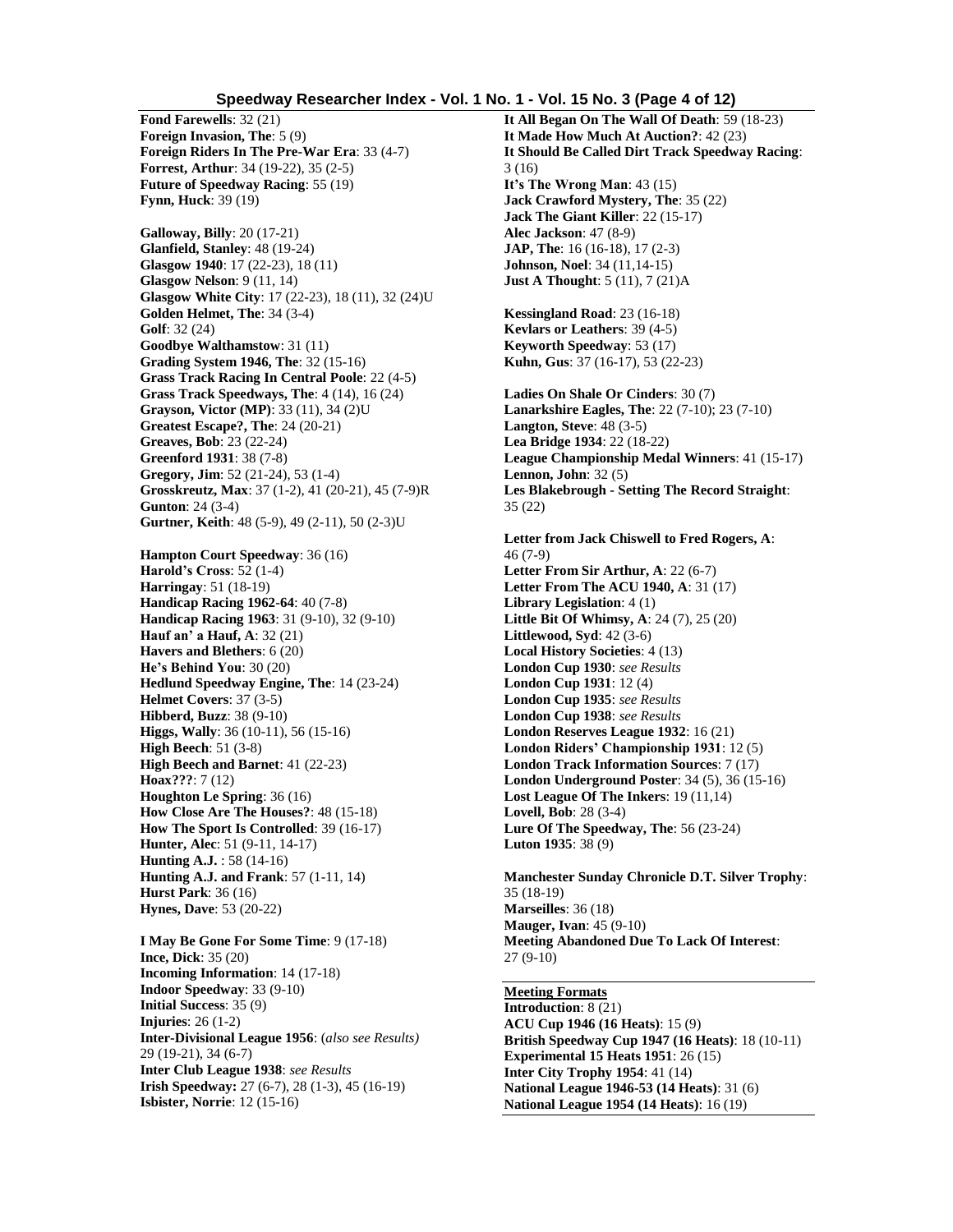**Fond Farewells**: 32 (21)
**Foreign Invasion, The**: 5 (9)
**Foreign Riders In The Pre-War Era**: 33 (4-7)
**Forrest, Arthur**: 34 (19-22), 35 (2-5)
**Future of Speedway Racing**: 55 (19)
**Fynn, Huck**: 39 (19)

**Galloway, Billy**: 20 (17-21)
**Glanfield, Stanley**: 48 (19-24)
**Glasgow 1940**: 17 (22-23), 18 (11)
**Glasgow Nelson**: 9 (11, 14)
**Glasgow White City**: 17 (22-23), 18 (11), 32 (24)U
**Golden Helmet, The**: 34 (3-4)
**Golf**: 32 (24)
**Goodbye Walthamstow**: 31 (11)
**Grading System 1946, The**: 32 (15-16)
**Grass Track Racing In Central Poole**: 22 (4-5)
**Grass Track Speedways, The**: 4 (14), 16 (24)
**Grayson, Victor (MP)**: 33 (11), 34 (2)U
**Greatest Escape?, The**: 24 (20-21)
**Greaves, Bob**: 23 (22-24)
**Greenford 1931**: 38 (7-8)
**Gregory, Jim**: 52 (21-24), 53 (1-4)
**Grosskreutz, Max**: 37 (1-2), 41 (20-21), 45 (7-9)R
**Gunton**: 24 (3-4)
**Gurtner, Keith**: 48 (5-9), 49 (2-11), 50 (2-3)U

**Hampton Court Speedway**: 36 (16)
**Harold's Cross**: 52 (1-4)
**Harringay**: 51 (18-19)
**Handicap Racing 1962-64**: 40 (7-8)
**Handicap Racing 1963**: 31 (9-10), 32 (9-10)
**Hauf an' a Hauf, A**: 32 (21)
**Havers and Blethers**: 6 (20)
**He's Behind You**: 30 (20)
**Hedlund Speedway Engine, The**: 14 (23-24)
**Helmet Covers**: 37 (3-5)
**Hibberd, Buzz**: 38 (9-10)
**Higgs, Wally**: 36 (10-11), 56 (15-16)
**High Beech**: 51 (3-8)
**High Beech and Barnet**: 41 (22-23)
**Hoax???**: 7 (12)
**Houghton Le Spring**: 36 (16)
**How Close Are The Houses?**: 48 (15-18)
**How The Sport Is Controlled**: 39 (16-17)
**Hunter, Alec**: 51 (9-11, 14-17)
**Hunting A.J.** : 58 (14-16)
**Hunting A.J. and Frank**: 57 (1-11, 14)
**Hurst Park**: 36 (16)
**Hynes, Dave**: 53 (20-22)

**I May Be Gone For Some Time**: 9 (17-18)
**Ince, Dick**: 35 (20)
**Incoming Information**: 14 (17-18)
**Indoor Speedway**: 33 (9-10)
**Initial Success**: 35 (9)
**Injuries**: 26 (1-2)
**Inter-Divisional League 1956**: (*also see Results)* 29 (19-21), 34 (6-7)
**Inter Club League 1938**: *see Results*
**Irish Speedway:** 27 (6-7), 28 (1-3), 45 (16-19)
**Isbister, Norrie**: 12 (15-16)

**It All Began On The Wall Of Death**: 59 (18-23)
**It Made How Much At Auction?**: 42 (23)
**It Should Be Called Dirt Track Speedway Racing**: 3 (16)
**It's The Wrong Man**: 43 (15)
**Jack Crawford Mystery, The**: 35 (22)
**Jack The Giant Killer**: 22 (15-17)
**Alec Jackson**: 47 (8-9)
**JAP, The**: 16 (16-18), 17 (2-3)
**Johnson, Noel**: 34 (11,14-15)
**Just A Thought**: 5 (11), 7 (21)A

**Kessingland Road**: 23 (16-18)
**Kevlars or Leathers**: 39 (4-5)
**Keyworth Speedway**: 53 (17)
**Kuhn, Gus**: 37 (16-17), 53 (22-23)

**Ladies On Shale Or Cinders**: 30 (7)
**Lanarkshire Eagles, The**: 22 (7-10); 23 (7-10)
**Langton, Steve**: 48 (3-5)
**Lea Bridge 1934**: 22 (18-22)
**League Championship Medal Winners**: 41 (15-17)
**Lennon, John**: 32 (5)
**Les Blakebrough - Setting The Record Straight**: 35 (22)

**Letter from Jack Chiswell to Fred Rogers, A**: 46 (7-9)
**Letter From Sir Arthur, A**: 22 (6-7)
**Letter From The ACU 1940, A**: 31 (17)
**Library Legislation**: 4 (1)
**Little Bit Of Whimsy, A**: 24 (7), 25 (20)
**Littlewood, Syd**: 42 (3-6)
**Local History Societies**: 4 (13)
**London Cup 1930**: *see Results*
**London Cup 1931**: 12 (4)
**London Cup 1935**: *see Results*
**London Cup 1938**: *see Results*
**London Reserves League 1932**: 16 (21)
**London Riders' Championship 1931**: 12 (5)
**London Track Information Sources**: 7 (17)
**London Underground Poster**: 34 (5), 36 (15-16)
**Lost League Of The Inkers**: 19 (11,14)
**Lovell, Bob**: 28 (3-4)
**Lure Of The Speedway, The**: 56 (23-24)
**Luton 1935**: 38 (9)

**Manchester Sunday Chronicle D.T. Silver Trophy**: 35 (18-19)
**Marseilles**: 36 (18)
**Mauger, Ivan**: 45 (9-10)
**Meeting Abandoned Due To Lack Of Interest**: 27 (9-10)

**Meeting Formats**

**Introduction**: 8 (21)
**ACU Cup 1946 (16 Heats)**: 15 (9)
**British Speedway Cup 1947 (16 Heats)**: 18 (10-11)
**Experimental 15 Heats 1951**: 26 (15)
**Inter City Trophy 1954**: 41 (14)
**National League 1946-53 (14 Heats)**: 31 (6)
**National League 1954 (14 Heats)**: 16 (19)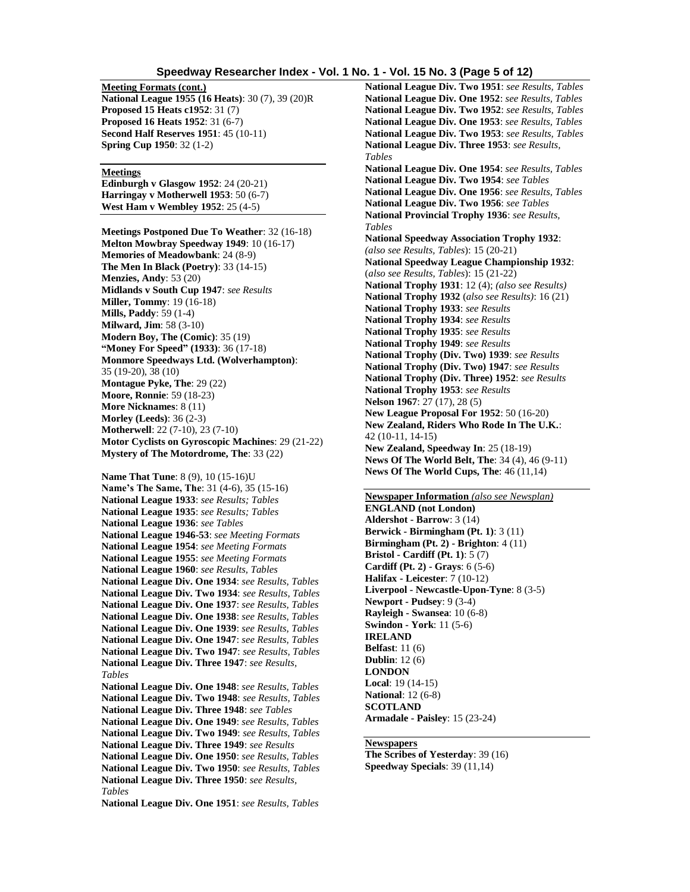**Meeting Formats (cont.)**
**National League 1955 (16 Heats)**: 30 (7), 39 (20)R
**Proposed 15 Heats c1952**: 31 (7)
**Proposed 16 Heats 1952**: 31 (6-7)
**Second Half Reserves 1951**: 45 (10-11)
**Spring Cup 1950**: 32 (1-2)

**Meetings**
**Edinburgh v Glasgow 1952**: 24 (20-21)
**Harringay v Motherwell 1953**: 50 (6-7)
**West Ham v Wembley 1952**: 25 (4-5)

**Meetings Postponed Due To Weather**: 32 (16-18)
**Melton Mowbray Speedway 1949**: 10 (16-17)
**Memories of Meadowbank**: 24 (8-9)
**The Men In Black (Poetry)**: 33 (14-15)
**Menzies, Andy**: 53 (20)
**Midlands v South Cup 1947**: *see Results*
**Miller, Tommy**: 19 (16-18)
**Mills, Paddy**: 59 (1-4)
**Milward, Jim**: 58 (3-10)
**Modern Boy, The (Comic)**: 35 (19)
**"Money For Speed" (1933)**: 36 (17-18)
**Monmore Speedways Ltd. (Wolverhampton)**: 35 (19-20), 38 (10)
**Montague Pyke, The**: 29 (22)
**Moore, Ronnie**: 59 (18-23)
**More Nicknames**: 8 (11)
**Morley (Leeds)**: 36 (2-3)
**Motherwell**: 22 (7-10), 23 (7-10)
**Motor Cyclists on Gyroscopic Machines**: 29 (21-22)
**Mystery of The Motordrome, The**: 33 (22)

**Name That Tune**: 8 (9), 10 (15-16)U
**Name's The Same, The**: 31 (4-6), 35 (15-16)
**National League 1933**: *see Results; Tables*
**National League 1935**: *see Results; Tables*
**National League 1936**: *see Tables*
**National League 1946-53**: *see Meeting Formats*
**National League 1954**: *see Meeting Formats*
**National League 1955**: *see Meeting Formats*
**National League 1960**: *see Results, Tables*
**National League Div. One 1934**: *see Results, Tables*
**National League Div. Two 1934**: *see Results, Tables*
**National League Div. One 1937**: *see Results, Tables*
**National League Div. One 1938**: *see Results, Tables*
**National League Div. One 1939**: *see Results, Tables*
**National League Div. One 1947**: *see Results, Tables*
**National League Div. Two 1947**: *see Results, Tables*
**National League Div. Three 1947**: *see Results, Tables*
**National League Div. One 1948**: *see Results, Tables*
**National League Div. Two 1948**: *see Results, Tables*
**National League Div. Three 1948**: *see Tables*
**National League Div. One 1949**: *see Results, Tables*
**National League Div. Two 1949**: *see Results, Tables*
**National League Div. Three 1949**: *see Results*
**National League Div. One 1950**: *see Results, Tables*
**National League Div. Two 1950**: *see Results, Tables*
**National League Div. Three 1950**: *see Results, Tables*
**National League Div. One 1951**: *see Results, Tables*
**National League Div. Two 1951**: *see Results, Tables*
**National League Div. One 1952**: *see Results, Tables*
**National League Div. Two 1952**: *see Results, Tables*
**National League Div. One 1953**: *see Results, Tables*
**National League Div. Two 1953**: *see Results, Tables*
**National League Div. Three 1953**: *see Results, Tables*
**National League Div. One 1954**: *see Results, Tables*
**National League Div. Two 1954**: *see Tables*
**National League Div. One 1956**: *see Results, Tables*
**National League Div. Two 1956**: *see Tables*
**National Provincial Trophy 1936**: *see Results, Tables*
**National Speedway Association Trophy 1932**: (*also see Results, Tables*): 15 (20-21)
**National Speedway League Championship 1932**: (*also see Results, Tables*): 15 (21-22)
**National Trophy 1931**: 12 (4); *(also see Results)*
**National Trophy 1932** (*also see Results*): 16 (21)
**National Trophy 1933**: *see Results*
**National Trophy 1934**: *see Results*
**National Trophy 1935**: *see Results*
**National Trophy 1949**: *see Results*
**National Trophy (Div. Two) 1939**: *see Results*
**National Trophy (Div. Two) 1947**: *see Results*
**National Trophy (Div. Three) 1952**: *see Results*
**National Trophy 1953**: *see Results*
**Nelson 1967**: 27 (17), 28 (5)
**New League Proposal For 1952**: 50 (16-20)
**New Zealand, Riders Who Rode In The U.K.**: 42 (10-11, 14-15)
**New Zealand, Speedway In**: 25 (18-19)
**News Of The World Belt, The**: 34 (4), 46 (9-11)
**News Of The World Cups, The**: 46 (11,14)

**Newspaper Information** *(also see Newsplan)*
**ENGLAND (not London)**
**Aldershot - Barrow**: 3 (14)
**Berwick - Birmingham (Pt. 1)**: 3 (11)
**Birmingham (Pt. 2) - Brighton**: 4 (11)
**Bristol - Cardiff (Pt. 1)**: 5 (7)
**Cardiff (Pt. 2) - Grays**: 6 (5-6)
**Halifax - Leicester**: 7 (10-12)
**Liverpool - Newcastle-Upon-Tyne**: 8 (3-5)
**Newport - Pudsey**: 9 (3-4)
**Rayleigh - Swansea**: 10 (6-8)
**Swindon - York**: 11 (5-6)
**IRELAND**
**Belfast**: 11 (6)
**Dublin**: 12 (6)
**LONDON**
**Local**: 19 (14-15)
**National**: 12 (6-8)
**SCOTLAND**
**Armadale - Paisley**: 15 (23-24)

**Newspapers**
**The Scribes of Yesterday**: 39 (16)
**Speedway Specials**: 39 (11,14)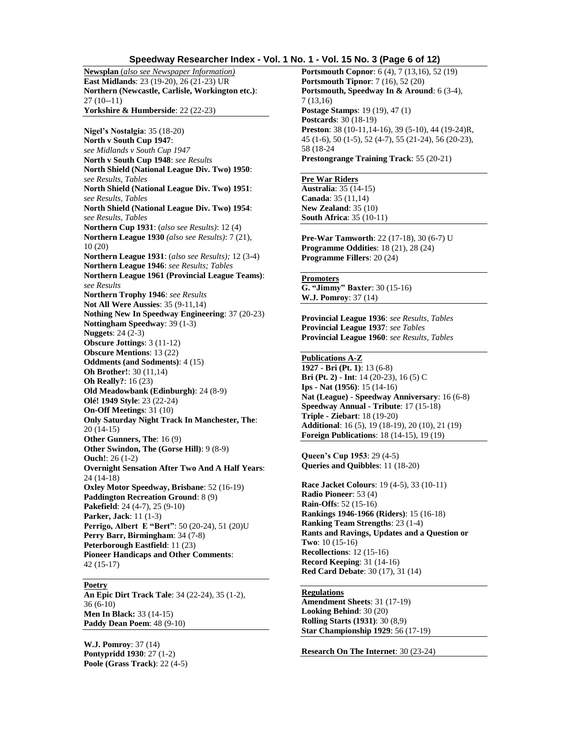**Newsplan** (*also see Newspaper Information)*
**East Midlands**: 23 (19-20), 26 (21-23) UR
**Northern (Newcastle, Carlisle, Workington etc.)**: 27 (10--11)
**Yorkshire & Humberside**: 22 (22-23)

**Nigel's Nostalgia**: 35 (18-20)
**North v South Cup 1947**: *see Midlands v South Cup 1947*
**North v South Cup 1948**: *see Results*
**North Shield (National League Div. Two) 1950**: *see Results, Tables*
**North Shield (National League Div. Two) 1951**: *see Results, Tables*
**North Shield (National League Div. Two) 1954**: *see Results, Tables*
**Northern Cup 1931**: (*also see Results)*: 12 (4)
**Northern League 1930** *(also see Results)*: 7 (21), 10 (20)
**Northern League 1931**: (*also see Results);* 12 (3-4)
**Northern League 1946**: *see Results; Tables*
**Northern League 1961 (Provincial League Teams)**: *see Results*
**Northern Trophy 1946**: *see Results*
**Not All Were Aussies**: 35 (9-11,14)
**Nothing New In Speedway Engineering**: 37 (20-23)
**Nottingham Speedway**: 39 (1-3)
**Nuggets**: 24 (2-3)
**Obscure Jottings**: 3 (11-12)
**Obscure Mentions**: 13 (22)
**Oddments (and Sodments)**: 4 (15)
**Oh Brother!**: 30 (11,14)
**Oh Really?**: 16 (23)
**Old Meadowbank (Edinburgh)**: 24 (8-9)
**Olé! 1949 Style**: 23 (22-24)
**On-Off Meetings**: 31 (10)
**Only Saturday Night Track In Manchester, The**: 20 (14-15)
**Other Gunners, The**: 16 (9)
**Other Swindon, The (Gorse Hill)**: 9 (8-9)
**Ouch!**: 26 (1-2)
**Overnight Sensation After Two And A Half Years**: 24 (14-18)
**Oxley Motor Speedway, Brisbane**: 52 (16-19)
**Paddington Recreation Ground**: 8 (9)
**Pakefield**: 24 (4-7), 25 (9-10)
**Parker, Jack**: 11 (1-3)
**Perrigo, Albert E "Bert"**: 50 (20-24), 51 (20)U
**Perry Barr, Birmingham**: 34 (7-8)
**Peterborough Eastfield**: 11 (23)
**Pioneer Handicaps and Other Comments**: 42 (15-17)

**Poetry**
**An Epic Dirt Track Tale**: 34 (22-24), 35 (1-2), 36 (6-10)
**Men In Black:** 33 (14-15)
**Paddy Dean Poem**: 48 (9-10)

**W.J. Pomroy**: 37 (14)
**Pontypridd 1930**: 27 (1-2)
**Poole (Grass Track)**: 22 (4-5)
**Portsmouth Copnor**: 6 (4), 7 (13,16), 52 (19)
**Portsmouth Tipnor**: 7 (16), 52 (20)
**Portsmouth, Speedway In & Around**: 6 (3-4), 7 (13,16)
**Postage Stamps**: 19 (19), 47 (1)
**Postcards**: 30 (18-19)
**Preston**: 38 (10-11,14-16), 39 (5-10), 44 (19-24)R, 45 (1-6), 50 (1-5), 52 (4-7), 55 (21-24), 56 (20-23), 58 (18-24
**Prestongrange Training Track**: 55 (20-21)

**Pre War Riders**
**Australia**: 35 (14-15)
**Canada**: 35 (11,14)
**New Zealand**: 35 (10)
**South Africa**: 35 (10-11)

**Pre-War Tamworth**: 22 (17-18), 30 (6-7) U
**Programme Oddities**: 18 (21), 28 (24)
**Programme Fillers**: 20 (24)

**Promoters**
**G. "Jimmy" Baxter**: 30 (15-16)
**W.J. Pomroy**: 37 (14)

**Provincial League 1936**: *see Results, Tables*
**Provincial League 1937**: *see Tables*
**Provincial League 1960**: *see Results, Tables*

**Publications A-Z**
**1927 - Bri (Pt. 1)**: 13 (6-8)
**Bri (Pt. 2) - Int**: 14 (20-23), 16 (5) C
**Ips - Nat (1956)**: 15 (14-16)
**Nat (League) - Speedway Anniversary**: 16 (6-8)
**Speedway Annual - Tribute**: 17 (15-18)
**Triple - Ziebart**: 18 (19-20)
**Additional**: 16 (5), 19 (18-19), 20 (10), 21 (19)
**Foreign Publications**: 18 (14-15), 19 (19)

**Queen's Cup 1953**: 29 (4-5)
**Queries and Quibbles**: 11 (18-20)

**Race Jacket Colours**: 19 (4-5), 33 (10-11)
**Radio Pioneer**: 53 (4)
**Rain-Offs**: 52 (15-16)
**Rankings 1946-1966 (Riders)**: 15 (16-18)
**Ranking Team Strengths**: 23 (1-4)
**Rants and Ravings, Updates and a Question or Two**: 10 (15-16)
**Recollections**: 12 (15-16)
**Record Keeping**: 31 (14-16)
**Red Card Debate**: 30 (17), 31 (14)

**Regulations**
**Amendment Sheets**: 31 (17-19)
**Looking Behind**: 30 (20)
**Rolling Starts (1931)**: 30 (8,9)
**Star Championship 1929**: 56 (17-19)

**Research On The Internet**: 30 (23-24)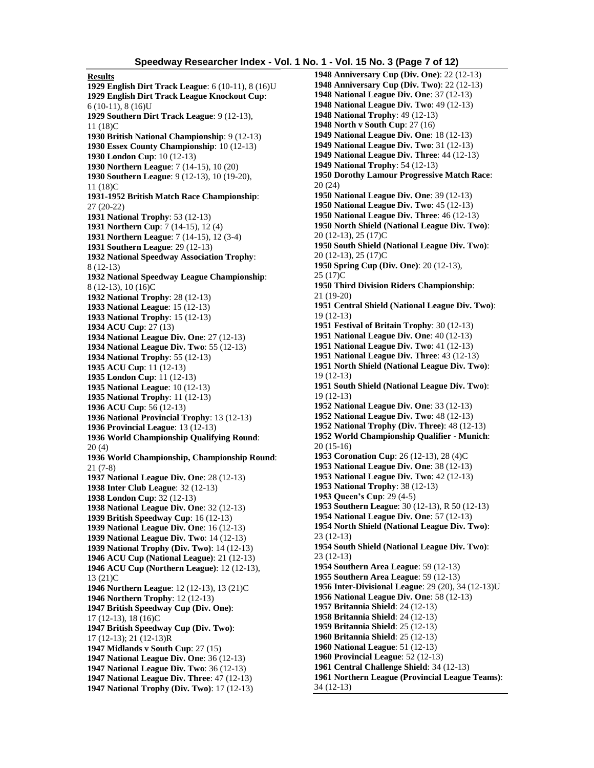**Results**

**1929 English Dirt Track League**: 6 (10-11), 8 (16)U
**1929 English Dirt Track League Knockout Cup**: 6 (10-11), 8 (16)U
**1929 Southern Dirt Track League**: 9 (12-13), 11 (18)C
**1930 British National Championship**: 9 (12-13)
**1930 Essex County Championship**: 10 (12-13)
**1930 London Cup**: 10 (12-13)
**1930 Northern League**: 7 (14-15), 10 (20)
**1930 Southern League**: 9 (12-13), 10 (19-20), 11 (18)C
**1931-1952 British Match Race Championship**: 27 (20-22)
**1931 National Trophy**: 53 (12-13)
**1931 Northern Cup**: 7 (14-15), 12 (4)
**1931 Northern League**: 7 (14-15), 12 (3-4)
**1931 Southern League**: 29 (12-13)
**1932 National Speedway Association Trophy**: 8 (12-13)
**1932 National Speedway League Championship**: 8 (12-13), 10 (16)C
**1932 National Trophy**: 28 (12-13)
**1933 National League**: 15 (12-13)
**1933 National Trophy**: 15 (12-13)
**1934 ACU Cup**: 27 (13)
**1934 National League Div. One**: 27 (12-13)
**1934 National League Div. Two**: 55 (12-13)
**1934 National Trophy**: 55 (12-13)
**1935 ACU Cup**: 11 (12-13)
**1935 London Cup**: 11 (12-13)
**1935 National League**: 10 (12-13)
**1935 National Trophy**: 11 (12-13)
**1936 ACU Cup**: 56 (12-13)
**1936 National Provincial Trophy**: 13 (12-13)
**1936 Provincial League**: 13 (12-13)
**1936 World Championship Qualifying Round**: 20 (4)
**1936 World Championship, Championship Round**: 21 (7-8)
**1937 National League Div. One**: 28 (12-13)
**1938 Inter Club League**: 32 (12-13)
**1938 London Cup**: 32 (12-13)
**1938 National League Div. One**: 32 (12-13)
**1939 British Speedway Cup**: 16 (12-13)
**1939 National League Div. One**: 16 (12-13)
**1939 National League Div. Two**: 14 (12-13)
**1939 National Trophy (Div. Two)**: 14 (12-13)
**1946 ACU Cup (National League)**: 21 (12-13)
**1946 ACU Cup (Northern League)**: 12 (12-13), 13 (21)C
**1946 Northern League**: 12 (12-13), 13 (21)C
**1946 Northern Trophy**: 12 (12-13)
**1947 British Speedway Cup (Div. One)**: 17 (12-13), 18 (16)C
**1947 British Speedway Cup (Div. Two)**: 17 (12-13); 21 (12-13)R
**1947 Midlands v South Cup**: 27 (15)
**1947 National League Div. One**: 36 (12-13)
**1947 National League Div. Two**: 36 (12-13)
**1947 National League Div. Three**: 47 (12-13)
**1947 National Trophy (Div. Two)**: 17 (12-13)
**1948 Anniversary Cup (Div. One)**: 22 (12-13)
**1948 Anniversary Cup (Div. Two)**: 22 (12-13)
**1948 National League Div. One**: 37 (12-13)
**1948 National League Div. Two**: 49 (12-13)
**1948 National Trophy**: 49 (12-13)
**1948 North v South Cup**: 27 (16)
**1949 National League Div. One**: 18 (12-13)
**1949 National League Div. Two**: 31 (12-13)
**1949 National League Div. Three**: 44 (12-13)
**1949 National Trophy**: 54 (12-13)
**1950 Dorothy Lamour Progressive Match Race**: 20 (24)
**1950 National League Div. One**: 39 (12-13)
**1950 National League Div. Two**: 45 (12-13)
**1950 National League Div. Three**: 46 (12-13)
**1950 North Shield (National League Div. Two)**: 20 (12-13), 25 (17)C
**1950 South Shield (National League Div. Two)**: 20 (12-13), 25 (17)C
**1950 Spring Cup (Div. One)**: 20 (12-13), 25 (17)C
**1950 Third Division Riders Championship**: 21 (19-20)
**1951 Central Shield (National League Div. Two)**: 19 (12-13)
**1951 Festival of Britain Trophy**: 30 (12-13)
**1951 National League Div. One**: 40 (12-13)
**1951 National League Div. Two**: 41 (12-13)
**1951 National League Div. Three**: 43 (12-13)
**1951 North Shield (National League Div. Two)**: 19 (12-13)
**1951 South Shield (National League Div. Two)**: 19 (12-13)
**1952 National League Div. One**: 33 (12-13)
**1952 National League Div. Two**: 48 (12-13)
**1952 National Trophy (Div. Three)**: 48 (12-13)
**1952 World Championship Qualifier - Munich**: 20 (15-16)
**1953 Coronation Cup**: 26 (12-13), 28 (4)C
**1953 National League Div. One**: 38 (12-13)
**1953 National League Div. Two**: 42 (12-13)
**1953 National Trophy**: 38 (12-13)
**1953 Queen's Cup**: 29 (4-5)
**1953 Southern League**: 30 (12-13), R 50 (12-13)
**1954 National League Div. One**: 57 (12-13)
**1954 North Shield (National League Div. Two)**: 23 (12-13)
**1954 South Shield (National League Div. Two)**: 23 (12-13)
**1954 Southern Area League**: 59 (12-13)
**1955 Southern Area League**: 59 (12-13)
**1956 Inter-Divisional League**: 29 (20), 34 (12-13)U
**1956 National League Div. One**: 58 (12-13)
**1957 Britannia Shield**: 24 (12-13)
**1958 Britannia Shield**: 24 (12-13)
**1959 Britannia Shield**: 25 (12-13)
**1960 Britannia Shield**: 25 (12-13)
**1960 National League**: 51 (12-13)
**1960 Provincial League**: 52 (12-13)
**1961 Central Challenge Shield**: 34 (12-13)
**1961 Northern League (Provincial League Teams)**: 34 (12-13)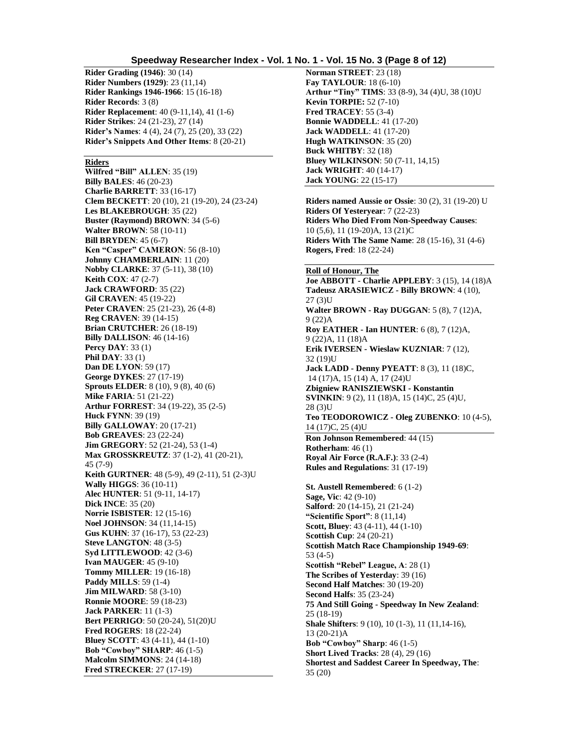**Rider Grading (1946)**: 30 (14)
**Rider Numbers (1929)**: 23 (11,14)
**Rider Rankings 1946-1966**: 15 (16-18)
**Rider Records**: 3 (8)
**Rider Replacement**: 40 (9-11,14), 41 (1-6)
**Rider Strikes**: 24 (21-23), 27 (14)
**Rider's Names**: 4 (4), 24 (7), 25 (20), 33 (22)
**Rider's Snippets And Other Items**: 8 (20-21)

**Riders**

**Wilfred "Bill" ALLEN**: 35 (19)
**Billy BALES**: 46 (20-23)
**Charlie BARRETT**: 33 (16-17)
**Clem BECKETT**: 20 (10), 21 (19-20), 24 (23-24)
**Les BLAKEBROUGH**: 35 (22)
**Buster (Raymond) BROWN**: 34 (5-6)
**Walter BROWN**: 58 (10-11)
**Bill BRYDEN**: 45 (6-7)
**Ken "Casper" CAMERON**: 56 (8-10)
**Johnny CHAMBERLAIN**: 11 (20)
**Nobby CLARKE**: 37 (5-11), 38 (10)
**Keith COX**: 47 (2-7)
**Jack CRAWFORD**: 35 (22)
**Gil CRAVEN**: 45 (19-22)
**Peter CRAVEN**: 25 (21-23), 26 (4-8)
**Reg CRAVEN**: 39 (14-15)
**Brian CRUTCHER**: 26 (18-19)
**Billy DALLISON**: 46 (14-16)
**Percy DAY**: 33 (1)
**Phil DAY**: 33 (1)
**Dan DE LYON**: 59 (17)
**George DYKES**: 27 (17-19)
**Sprouts ELDER**: 8 (10), 9 (8), 40 (6)
**Mike FARIA**: 51 (21-22)
**Arthur FORREST**: 34 (19-22), 35 (2-5)
**Huck FYNN**: 39 (19)
**Billy GALLOWAY**: 20 (17-21)
**Bob GREAVES**: 23 (22-24)
**Jim GREGORY**: 52 (21-24), 53 (1-4)
**Max GROSSKREUTZ**: 37 (1-2), 41 (20-21), 45 (7-9)
**Keith GURTNER**: 48 (5-9), 49 (2-11), 51 (2-3)U
**Wally HIGGS**: 36 (10-11)
**Alec HUNTER**: 51 (9-11, 14-17)
**Dick INCE**: 35 (20)
**Norrie ISBISTER**: 12 (15-16)
**Noel JOHNSON**: 34 (11,14-15)
**Gus KUHN**: 37 (16-17), 53 (22-23)
**Steve LANGTON**: 48 (3-5)
**Syd LITTLEWOOD**: 42 (3-6)
**Ivan MAUGER**: 45 (9-10)
**Tommy MILLER**: 19 (16-18)
**Paddy MILLS**: 59 (1-4)
**Jim MILWARD**: 58 (3-10)
**Ronnie MOORE**: 59 (18-23)
**Jack PARKER**: 11 (1-3)
**Bert PERRIGO**: 50 (20-24), 51(20)U
**Fred ROGERS**: 18 (22-24)
**Bluey SCOTT**: 43 (4-11), 44 (1-10)
**Bob "Cowboy" SHARP**: 46 (1-5)
**Malcolm SIMMONS**: 24 (14-18)
**Fred STRECKER**: 27 (17-19)
**Norman STREET**: 23 (18)
**Fay TAYLOUR**: 18 (6-10)
**Arthur "Tiny" TIMS**: 33 (8-9), 34 (4)U, 38 (10)U
**Kevin TORPIE:** 52 (7-10)
**Fred TRACEY**: 55 (3-4)
**Bonnie WADDELL**: 41 (17-20)
**Jack WADDELL**: 41 (17-20)
**Hugh WATKINSON**: 35 (20)
**Buck WHITBY**: 32 (18)
**Bluey WILKINSON**: 50 (7-11, 14,15)
**Jack WRIGHT**: 40 (14-17)
**Jack YOUNG**: 22 (15-17)

**Riders named Aussie or Ossie**: 30 (2), 31 (19-20) U
**Riders Of Yesteryear**: 7 (22-23)
**Riders Who Died From Non-Speedway Causes**: 10 (5,6), 11 (19-20)A, 13 (21)C
**Riders With The Same Name**: 28 (15-16), 31 (4-6)
**Rogers, Fred**: 18 (22-24)

**Roll of Honour, The**

**Joe ABBOTT - Charlie APPLEBY**: 3 (15), 14 (18)A
**Tadeusz ARASIEWICZ - Billy BROWN**: 4 (10), 27 (3)U
**Walter BROWN - Ray DUGGAN**: 5 (8), 7 (12)A, 9 (22)A
**Roy EATHER - Ian HUNTER**: 6 (8), 7 (12)A, 9 (22)A, 11 (18)A
**Erik IVERSEN - Wieslaw KUZNIAR**: 7 (12), 32 (19)U
**Jack LADD - Denny PYEATT**: 8 (3), 11 (18)C, 14 (17)A, 15 (14) A, 17 (24)U
**Zbigniew RANISZIEWSKI - Konstantin SVINKIN**: 9 (2), 11 (18)A, 15 (14)C, 25 (4)U, 28 (3)U
**Teo TEODOROWICZ - Oleg ZUBENKO**: 10 (4-5), 14 (17)C, 25 (4)U

**Ron Johnson Remembered**: 44 (15)
**Rotherham**: 46 (1)
**Royal Air Force (R.A.F.)**: 33 (2-4)
**Rules and Regulations**: 31 (17-19)

**St. Austell Remembered**: 6 (1-2)
**Sage, Vic**: 42 (9-10)
**Salford**: 20 (14-15), 21 (21-24)
**"Scientific Sport"**: 8 (11,14)
**Scott, Bluey**: 43 (4-11), 44 (1-10)
**Scottish Cup**: 24 (20-21)
**Scottish Match Race Championship 1949-69**: 53 (4-5)
**Scottish "Rebel" League, A**: 28 (1)
**The Scribes of Yesterday**: 39 (16)
**Second Half Matches**: 30 (19-20)
**Second Halfs**: 35 (23-24)
**75 And Still Going - Speedway In New Zealand**: 25 (18-19)
**Shale Shifters**: 9 (10), 10 (1-3), 11 (11,14-16), 13 (20-21)A
**Bob "Cowboy" Sharp**: 46 (1-5)
**Short Lived Tracks**: 28 (4), 29 (16)
**Shortest and Saddest Career In Speedway, The**: 35 (20)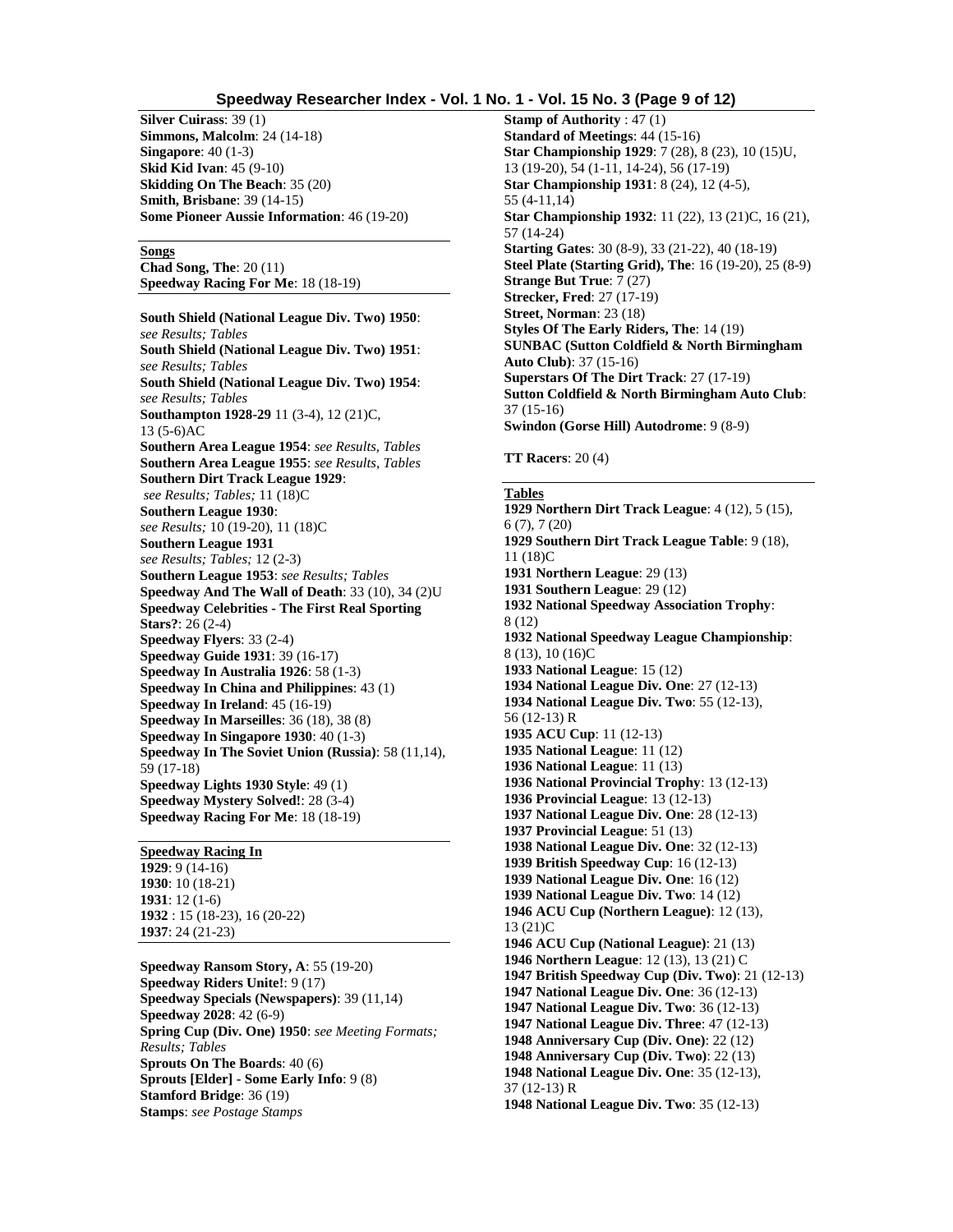**Silver Cuirass**: 39 (1)
**Simmons, Malcolm**: 24 (14-18)
**Singapore**: 40 (1-3)
**Skid Kid Ivan**: 45 (9-10)
**Skidding On The Beach**: 35 (20)
**Smith, Brisbane**: 39 (14-15)
**Some Pioneer Aussie Information**: 46 (19-20)

**Songs**
**Chad Song, The**: 20 (11)
**Speedway Racing For Me**: 18 (18-19)

**South Shield (National League Div. Two) 1950**: *see Results; Tables*
**South Shield (National League Div. Two) 1951**: *see Results; Tables*
**South Shield (National League Div. Two) 1954**: *see Results; Tables*
**Southampton 1928-29** 11 (3-4), 12 (21)C, 13 (5-6)AC
**Southern Area League 1954**: *see Results, Tables*
**Southern Area League 1955**: *see Results, Tables*
**Southern Dirt Track League 1929**: *see Results; Tables;* 11 (18)C
**Southern League 1930**: *see Results;* 10 (19-20), 11 (18)C
**Southern League 1931** *see Results; Tables;* 12 (2-3)
**Southern League 1953**: *see Results; Tables*
**Speedway And The Wall of Death**: 33 (10), 34 (2)U
**Speedway Celebrities - The First Real Sporting Stars?**: 26 (2-4)
**Speedway Flyers**: 33 (2-4)
**Speedway Guide 1931**: 39 (16-17)
**Speedway In Australia 1926**: 58 (1-3)
**Speedway In China and Philippines**: 43 (1)
**Speedway In Ireland**: 45 (16-19)
**Speedway In Marseilles**: 36 (18), 38 (8)
**Speedway In Singapore 1930**: 40 (1-3)
**Speedway In The Soviet Union (Russia)**: 58 (11,14), 59 (17-18)
**Speedway Lights 1930 Style**: 49 (1)
**Speedway Mystery Solved!**: 28 (3-4)
**Speedway Racing For Me**: 18 (18-19)

**Speedway Racing In**
**1929**: 9 (14-16)
**1930**: 10 (18-21)
**1931**: 12 (1-6)
**1932** : 15 (18-23), 16 (20-22)
**1937**: 24 (21-23)

**Speedway Ransom Story, A**: 55 (19-20)
**Speedway Riders Unite!**: 9 (17)
**Speedway Specials (Newspapers)**: 39 (11,14)
**Speedway 2028**: 42 (6-9)
**Spring Cup (Div. One) 1950**: *see Meeting Formats; Results; Tables*
**Sprouts On The Boards**: 40 (6)
**Sprouts [Elder] - Some Early Info**: 9 (8)
**Stamford Bridge**: 36 (19)
**Stamps**: *see Postage Stamps*
**Stamp of Authority** : 47 (1)
**Standard of Meetings**: 44 (15-16)
**Star Championship 1929**: 7 (28), 8 (23), 10 (15)U, 13 (19-20), 54 (1-11, 14-24), 56 (17-19)
**Star Championship 1931**: 8 (24), 12 (4-5), 55 (4-11,14)
**Star Championship 1932**: 11 (22), 13 (21)C, 16 (21), 57 (14-24)
**Starting Gates**: 30 (8-9), 33 (21-22), 40 (18-19)
**Steel Plate (Starting Grid), The**: 16 (19-20), 25 (8-9)
**Strange But True**: 7 (27)
**Strecker, Fred**: 27 (17-19)
**Street, Norman**: 23 (18)
**Styles Of The Early Riders, The**: 14 (19)
**SUNBAC (Sutton Coldfield & North Birmingham Auto Club)**: 37 (15-16)
**Superstars Of The Dirt Track**: 27 (17-19)
**Sutton Coldfield & North Birmingham Auto Club**: 37 (15-16)
**Swindon (Gorse Hill) Autodrome**: 9 (8-9)

**TT Racers**: 20 (4)

**Tables**
**1929 Northern Dirt Track League**: 4 (12), 5 (15), 6 (7), 7 (20)
**1929 Southern Dirt Track League Table**: 9 (18), 11 (18)C
**1931 Northern League**: 29 (13)
**1931 Southern League**: 29 (12)
**1932 National Speedway Association Trophy**: 8 (12)
**1932 National Speedway League Championship**: 8 (13), 10 (16)C
**1933 National League**: 15 (12)
**1934 National League Div. One**: 27 (12-13)
**1934 National League Div. Two**: 55 (12-13), 56 (12-13) R
**1935 ACU Cup**: 11 (12-13)
**1935 National League**: 11 (12)
**1936 National League**: 11 (13)
**1936 National Provincial Trophy**: 13 (12-13)
**1936 Provincial League**: 13 (12-13)
**1937 National League Div. One**: 28 (12-13)
**1937 Provincial League**: 51 (13)
**1938 National League Div. One**: 32 (12-13)
**1939 British Speedway Cup**: 16 (12-13)
**1939 National League Div. One**: 16 (12)
**1939 National League Div. Two**: 14 (12)
**1946 ACU Cup (Northern League)**: 12 (13), 13 (21)C
**1946 ACU Cup (National League)**: 21 (13)
**1946 Northern League**: 12 (13), 13 (21) C
**1947 British Speedway Cup (Div. Two)**: 21 (12-13)
**1947 National League Div. One**: 36 (12-13)
**1947 National League Div. Two**: 36 (12-13)
**1947 National League Div. Three**: 47 (12-13)
**1948 Anniversary Cup (Div. One)**: 22 (12)
**1948 Anniversary Cup (Div. Two)**: 22 (13)
**1948 National League Div. One**: 35 (12-13), 37 (12-13) R
**1948 National League Div. Two**: 35 (12-13)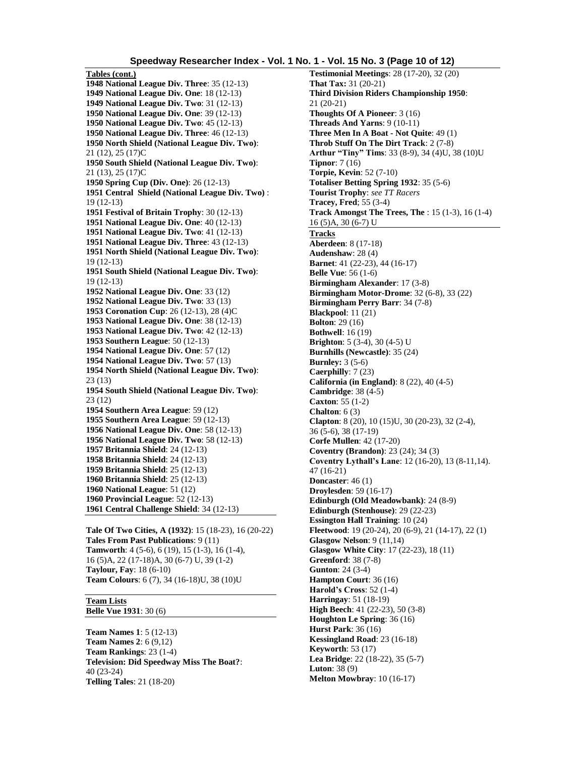**Tables (cont.)**

**1948 National League Div. Three**: 35 (12-13)
**1949 National League Div. One**: 18 (12-13)
**1949 National League Div. Two**: 31 (12-13)
**1950 National League Div. One**: 39 (12-13)
**1950 National League Div. Two**: 45 (12-13)
**1950 National League Div. Three**: 46 (12-13)
**1950 North Shield (National League Div. Two)**: 21 (12), 25 (17)C
**1950 South Shield (National League Div. Two)**: 21 (13), 25 (17)C
**1950 Spring Cup (Div. One)**: 26 (12-13)
**1951 Central Shield (National League Div. Two)** : 19 (12-13)
**1951 Festival of Britain Trophy**: 30 (12-13)
**1951 National League Div. One**: 40 (12-13)
**1951 National League Div. Two**: 41 (12-13)
**1951 National League Div. Three**: 43 (12-13)
**1951 North Shield (National League Div. Two)**: 19 (12-13)
**1951 South Shield (National League Div. Two)**: 19 (12-13)
**1952 National League Div. One**: 33 (12)
**1952 National League Div. Two**: 33 (13)
**1953 Coronation Cup**: 26 (12-13), 28 (4)C
**1953 National League Div. One**: 38 (12-13)
**1953 National League Div. Two**: 42 (12-13)
**1953 Southern League**: 50 (12-13)
**1954 National League Div. One**: 57 (12)
**1954 National League Div. Two**: 57 (13)
**1954 North Shield (National League Div. Two)**: 23 (13)
**1954 South Shield (National League Div. Two)**: 23 (12)
**1954 Southern Area League**: 59 (12)
**1955 Southern Area League**: 59 (12-13)
**1956 National League Div. One**: 58 (12-13)
**1956 National League Div. Two**: 58 (12-13)
**1957 Britannia Shield**: 24 (12-13)
**1958 Britannia Shield**: 24 (12-13)
**1959 Britannia Shield**: 25 (12-13)
**1960 Britannia Shield**: 25 (12-13)
**1960 National League**: 51 (12)
**1960 Provincial League**: 52 (12-13)
**1961 Central Challenge Shield**: 34 (12-13)

---

**Tale Of Two Cities, A (1932)**: 15 (18-23), 16 (20-22)
**Tales From Past Publications**: 9 (11)
**Tamworth**: 4 (5-6), 6 (19), 15 (1-3), 16 (1-4), 16 (5)A, 22 (17-18)A, 30 (6-7) U, 39 (1-2)
**Taylour, Fay**: 18 (6-10)
**Team Colours**: 6 (7), 34 (16-18)U, 38 (10)U

---

**Team Lists**

**Belle Vue 1931**: 30 (6)

---

**Team Names 1**: 5 (12-13)
**Team Names 2**: 6 (9,12)
**Team Rankings**: 23 (1-4)
**Television: Did Speedway Miss The Boat?**: 40 (23-24)
**Telling Tales**: 21 (18-20)
**Testimonial Meetings**: 28 (17-20), 32 (20)
**That Tax:** 31 (20-21)
**Third Division Riders Championship 1950**: 21 (20-21)
**Thoughts Of A Pioneer**: 3 (16)
**Threads And Yarns**: 9 (10-11)
**Three Men In A Boat - Not Quite**: 49 (1)
**Throb Stuff On The Dirt Track**: 2 (7-8)
**Arthur "Tiny" Tims**: 33 (8-9), 34 (4)U, 38 (10)U
**Tipnor**: 7 (16)
**Torpie, Kevin**: 52 (7-10)
**Totaliser Betting Spring 1932**: 35 (5-6)
**Tourist Trophy**: *see TT Racers*
**Tracey, Fred**: 55 (3-4)
**Track Amongst The Trees, The** : 15 (1-3), 16 (1-4) 16 (5)A, 30 (6-7) U

---

**Tracks**

**Aberdeen**: 8 (17-18)
**Audenshaw**: 28 (4)
**Barnet**: 41 (22-23), 44 (16-17)
**Belle Vue**: 56 (1-6)
**Birmingham Alexander**: 17 (3-8)
**Birmingham Motor-Drome**: 32 (6-8), 33 (22)
**Birmingham Perry Barr**: 34 (7-8)
**Blackpool**: 11 (21)
**Bolton**: 29 (16)
**Bothwell**: 16 (19)
**Brighton**: 5 (3-4), 30 (4-5) U
**Burnhills (Newcastle)**: 35 (24)
**Burnley:** 3 (5-6)
**Caerphilly**: 7 (23)
**California (in England)**: 8 (22), 40 (4-5)
**Cambridge**: 38 (4-5)
**Caxton**: 55 (1-2)
**Chalton**: 6 (3)
**Clapton**: 8 (20), 10 (15)U, 30 (20-23), 32 (2-4), 36 (5-6), 38 (17-19)
**Corfe Mullen**: 42 (17-20)
**Coventry (Brandon)**: 23 (24); 34 (3)
**Coventry Lythall's Lane**: 12 (16-20), 13 (8-11,14). 47 (16-21)
**Doncaster**: 46 (1)
**Droylesden**: 59 (16-17)
**Edinburgh (Old Meadowbank)**: 24 (8-9)
**Edinburgh (Stenhouse)**: 29 (22-23)
**Essington Hall Training**: 10 (24)
**Fleetwood**: 19 (20-24), 20 (6-9), 21 (14-17), 22 (1)
**Glasgow Nelson**: 9 (11,14)
**Glasgow White City**: 17 (22-23), 18 (11)
**Greenford**: 38 (7-8)
**Gunton**: 24 (3-4)
**Hampton Court**: 36 (16)
**Harold's Cross**: 52 (1-4)
**Harringay**: 51 (18-19)
**High Beech**: 41 (22-23), 50 (3-8)
**Houghton Le Spring**: 36 (16)
**Hurst Park**: 36 (16)
**Kessingland Road**: 23 (16-18)
**Keyworth**: 53 (17)
**Lea Bridge**: 22 (18-22), 35 (5-7)
**Luton**: 38 (9)
**Melton Mowbray**: 10 (16-17)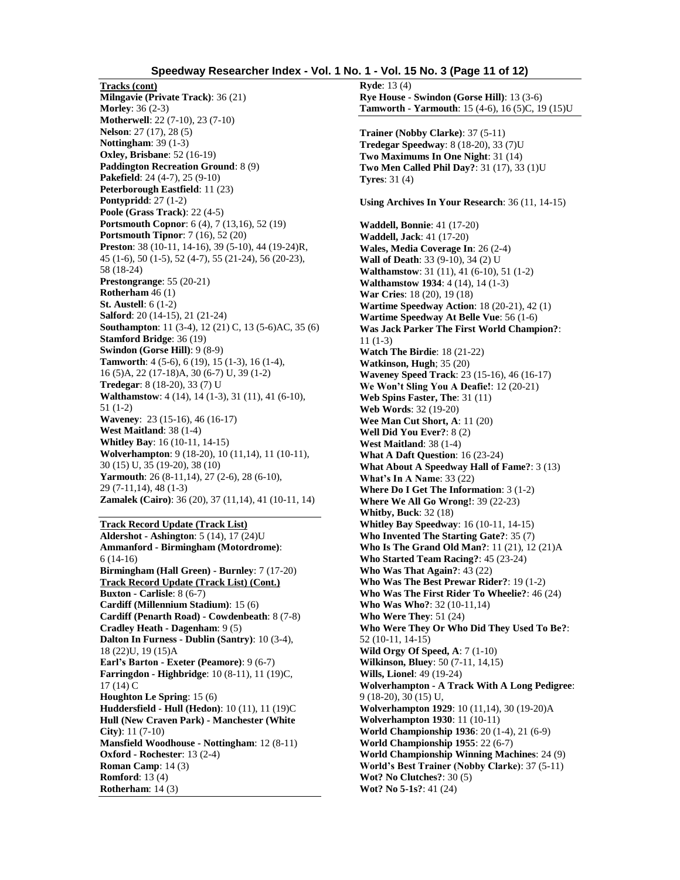**Tracks (cont)**

**Milngavie (Private Track)**: 36 (21)
**Morley**: 36 (2-3)
**Motherwell**: 22 (7-10), 23 (7-10)
**Nelson**: 27 (17), 28 (5)
**Nottingham**: 39 (1-3)
**Oxley, Brisbane**: 52 (16-19)
**Paddington Recreation Ground**: 8 (9)
**Pakefield**: 24 (4-7), 25 (9-10)
**Peterborough Eastfield**: 11 (23)
**Pontypridd**: 27 (1-2)
**Poole (Grass Track)**: 22 (4-5)
**Portsmouth Copnor**: 6 (4), 7 (13,16), 52 (19)
**Portsmouth Tipnor**: 7 (16), 52 (20)
**Preston**: 38 (10-11, 14-16), 39 (5-10), 44 (19-24)R, 45 (1-6), 50 (1-5), 52 (4-7), 55 (21-24), 56 (20-23), 58 (18-24)
**Prestongrange**: 55 (20-21)
**Rotherham** 46 (1)
**St. Austell**: 6 (1-2)
**Salford**: 20 (14-15), 21 (21-24)
**Southampton**: 11 (3-4), 12 (21) C, 13 (5-6)AC, 35 (6)
**Stamford Bridge**: 36 (19)
**Swindon (Gorse Hill)**: 9 (8-9)
**Tamworth**: 4 (5-6), 6 (19), 15 (1-3), 16 (1-4), 16 (5)A, 22 (17-18)A, 30 (6-7) U, 39 (1-2)
**Tredegar**: 8 (18-20), 33 (7) U
**Walthamstow**: 4 (14), 14 (1-3), 31 (11), 41 (6-10), 51 (1-2)
**Waveney**: 23 (15-16), 46 (16-17)
**West Maitland**: 38 (1-4)
**Whitley Bay**: 16 (10-11, 14-15)
**Wolverhampton**: 9 (18-20), 10 (11,14), 11 (10-11), 30 (15) U, 35 (19-20), 38 (10)
**Yarmouth**: 26 (8-11,14), 27 (2-6), 28 (6-10), 29 (7-11,14), 48 (1-3)
**Zamalek (Cairo)**: 36 (20), 37 (11,14), 41 (10-11, 14)

**Track Record Update (Track List)**

**Aldershot - Ashington**: 5 (14), 17 (24)U
**Ammanford - Birmingham (Motordrome)**: 6 (14-16)
**Birmingham (Hall Green) - Burnley**: 7 (17-20)

**Track Record Update (Track List) (Cont.)**

**Buxton - Carlisle**: 8 (6-7)
**Cardiff (Millennium Stadium)**: 15 (6)
**Cardiff (Penarth Road) - Cowdenbeath**: 8 (7-8)
**Cradley Heath - Dagenham**: 9 (5)
**Dalton In Furness - Dublin (Santry)**: 10 (3-4), 18 (22)U, 19 (15)A
**Earl's Barton - Exeter (Peamore)**: 9 (6-7)
**Farringdon - Highbridge**: 10 (8-11), 11 (19)C, 17 (14) C
**Houghton Le Spring**: 15 (6)
**Huddersfield - Hull (Hedon)**: 10 (11), 11 (19)C
**Hull (New Craven Park) - Manchester (White City)**: 11 (7-10)
**Mansfield Woodhouse - Nottingham**: 12 (8-11)
**Oxford - Rochester**: 13 (2-4)
**Roman Camp**: 14 (3)
**Romford**: 13 (4)
**Rotherham**: 14 (3)
**Ryde**: 13 (4)
**Rye House - Swindon (Gorse Hill)**: 13 (3-6)
**Tamworth - Yarmouth**: 15 (4-6), 16 (5)C, 19 (15)U

**Trainer (Nobby Clarke)**: 37 (5-11)
**Tredegar Speedway**: 8 (18-20), 33 (7)U
**Two Maximums In One Night**: 31 (14)
**Two Men Called Phil Day?**: 31 (17), 33 (1)U
**Tyres**: 31 (4)

**Using Archives In Your Research**: 36 (11, 14-15)

**Waddell, Bonnie**: 41 (17-20)
**Waddell, Jack**: 41 (17-20)
**Wales, Media Coverage In**: 26 (2-4)
**Wall of Death**: 33 (9-10), 34 (2) U
**Walthamstow**: 31 (11), 41 (6-10), 51 (1-2)
**Walthamstow 1934**: 4 (14), 14 (1-3)
**War Cries**: 18 (20), 19 (18)
**Wartime Speedway Action**: 18 (20-21), 42 (1)
**Wartime Speedway At Belle Vue**: 56 (1-6)
**Was Jack Parker The First World Champion?**: 11 (1-3)
**Watch The Birdie**: 18 (21-22)
**Watkinson, Hugh**; 35 (20)
**Waveney Speed Track**: 23 (15-16), 46 (16-17)
**We Won't Sling You A Deafie!**: 12 (20-21)
**Web Spins Faster, The**: 31 (11)
**Web Words**: 32 (19-20)
**Wee Man Cut Short, A**: 11 (20)
**Well Did You Ever?**: 8 (2)
**West Maitland**: 38 (1-4)
**What A Daft Question**: 16 (23-24)
**What About A Speedway Hall of Fame?**: 3 (13)
**What's In A Name**: 33 (22)
**Where Do I Get The Information**: 3 (1-2)
**Where We All Go Wrong!**: 39 (22-23)
**Whitby, Buck**: 32 (18)
**Whitley Bay Speedway**: 16 (10-11, 14-15)
**Who Invented The Starting Gate?**: 35 (7)
**Who Is The Grand Old Man?**: 11 (21), 12 (21)A
**Who Started Team Racing?**: 45 (23-24)
**Who Was That Again?**: 43 (22)
**Who Was The Best Prewar Rider?**: 19 (1-2)
**Who Was The First Rider To Wheelie?**: 46 (24)
**Who Was Who?**: 32 (10-11,14)
**Who Were They**: 51 (24)
**Who Were They Or Who Did They Used To Be?**: 52 (10-11, 14-15)
**Wild Orgy Of Speed, A**: 7 (1-10)
**Wilkinson, Bluey**: 50 (7-11, 14,15)
**Wills, Lionel**: 49 (19-24)
**Wolverhampton - A Track With A Long Pedigree**: 9 (18-20), 30 (15) U,
**Wolverhampton 1929**: 10 (11,14), 30 (19-20)A
**Wolverhampton 1930**: 11 (10-11)
**World Championship 1936**: 20 (1-4), 21 (6-9)
**World Championship 1955**: 22 (6-7)
**World Championship Winning Machines**: 24 (9)
**World's Best Trainer (Nobby Clarke)**: 37 (5-11)
**Wot? No Clutches?**: 30 (5)
**Wot? No 5-1s?**: 41 (24)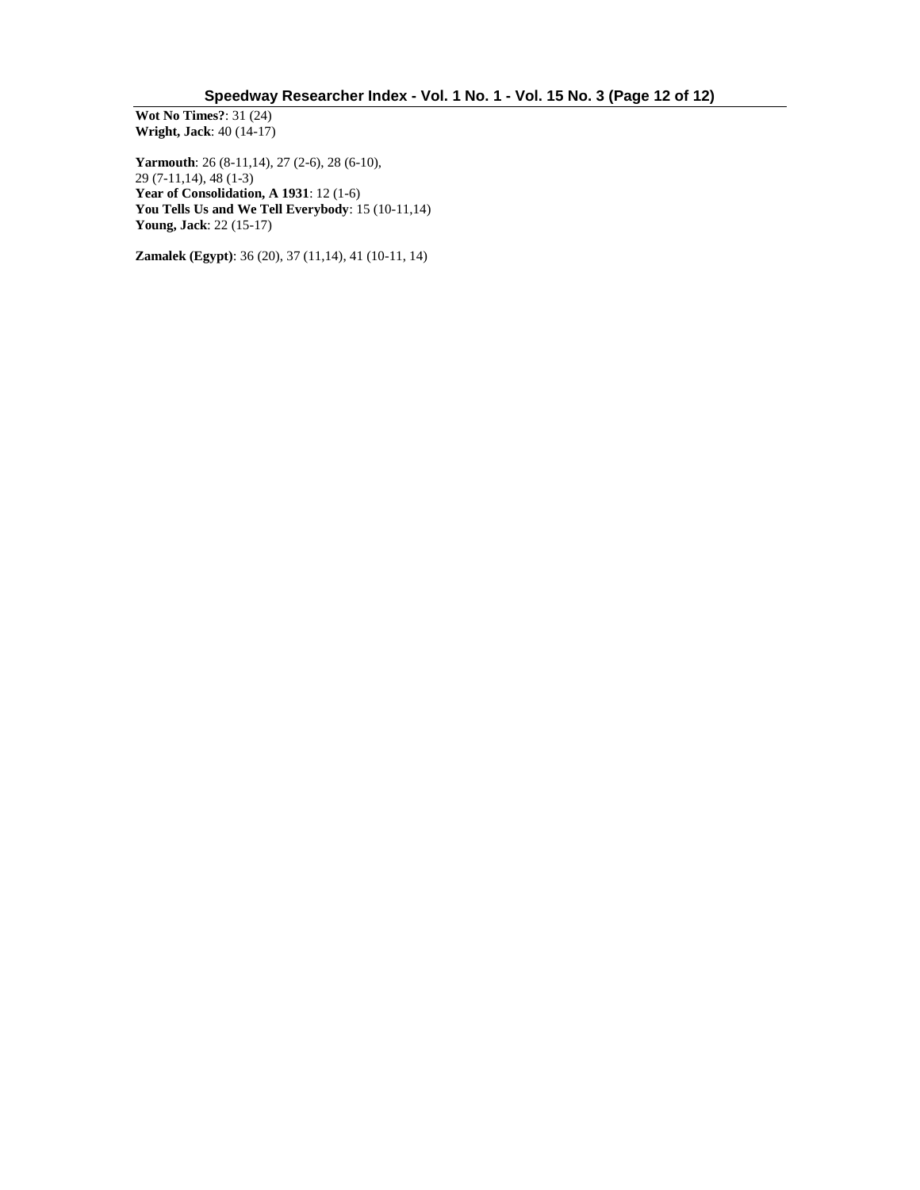**Wot No Times?**: 31 (24)
**Wright, Jack**: 40 (14-17)

**Yarmouth**: 26 (8-11,14), 27 (2-6), 28 (6-10), 29 (7-11,14), 48 (1-3)
**Year of Consolidation, A 1931**: 12 (1-6)
**You Tells Us and We Tell Everybody**: 15 (10-11,14)
**Young, Jack**: 22 (15-17)

**Zamalek (Egypt)**: 36 (20), 37 (11,14), 41 (10-11, 14)